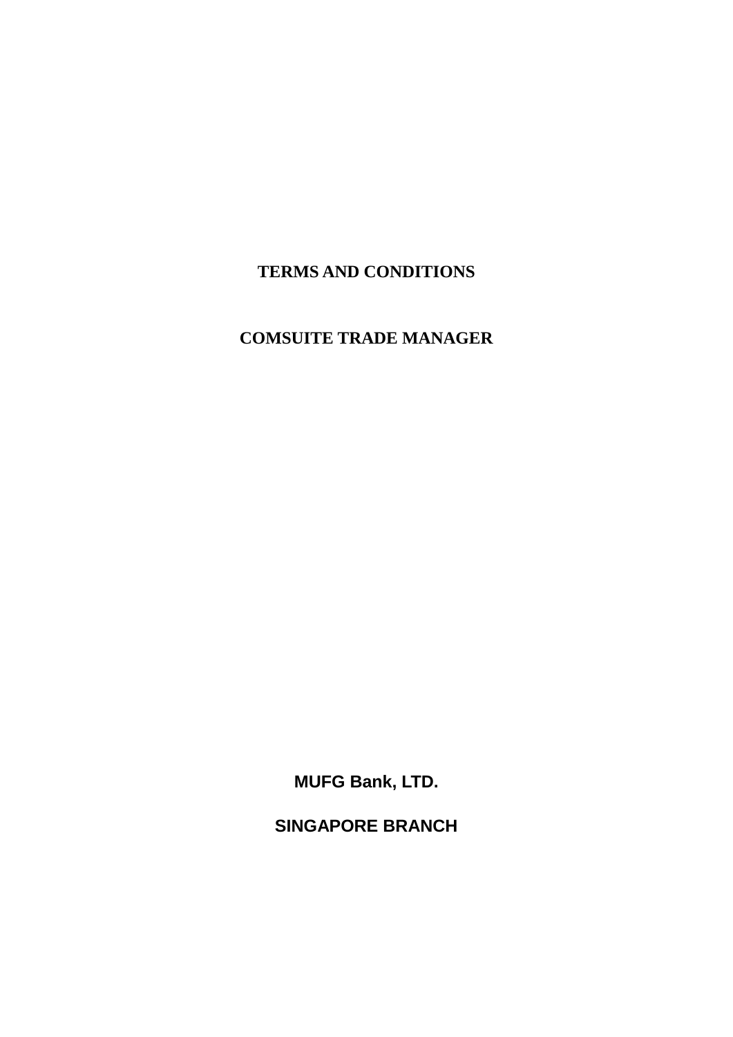# TERMS AND CONDITIONS

# COMSUITE TRADE MANAGER

**MUFG Bank, LTD.**

**SINGAPORE BRANCH**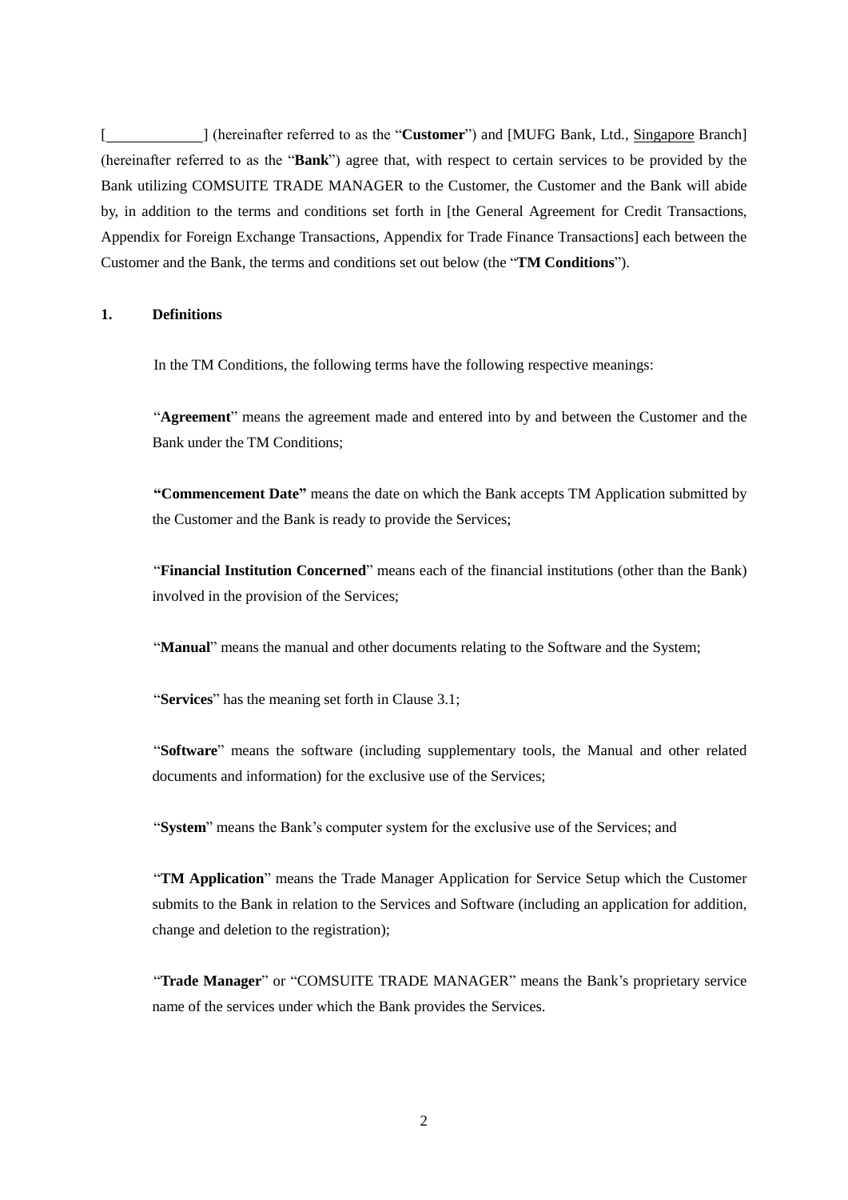[____________] (hereinafter referred to as the "**Customer**") and [MUFG Bank, Ltd., Singapore Branch] (hereinafter referred to as the "**Bank**") agree that, with respect to certain services to be provided by the Bank utilizing COMSUITE TRADE MANAGER to the Customer, the Customer and the Bank will abide by, in addition to the terms and conditions set forth in [the General Agreement for Credit Transactions, Appendix for Foreign Exchange Transactions, Appendix for Trade Finance Transactions] each between the Customer and the Bank, the terms and conditions set out below (the "**TM Conditions**").

## 1. Definitions

In the TM Conditions, the following terms have the following respective meanings:

"**Agreement**" means the agreement made and entered into by and between the Customer and the Bank under the TM Conditions;

**"Commencement Date"** means the date on which the Bank accepts TM Application submitted by the Customer and the Bank is ready to provide the Services;

"**Financial Institution Concerned**" means each of the financial institutions (other than the Bank) involved in the provision of the Services;

"**Manual**" means the manual and other documents relating to the Software and the System;

"**Services**" has the meaning set forth in Clause 3.1;

"**Software**" means the software (including supplementary tools, the Manual and other related documents and information) for the exclusive use of the Services;

"**System**" means the Bank's computer system for the exclusive use of the Services; and

"**TM Application**" means the Trade Manager Application for Service Setup which the Customer submits to the Bank in relation to the Services and Software (including an application for addition, change and deletion to the registration);

"**Trade Manager**" or "COMSUITE TRADE MANAGER" means the Bank's proprietary service name of the services under which the Bank provides the Services.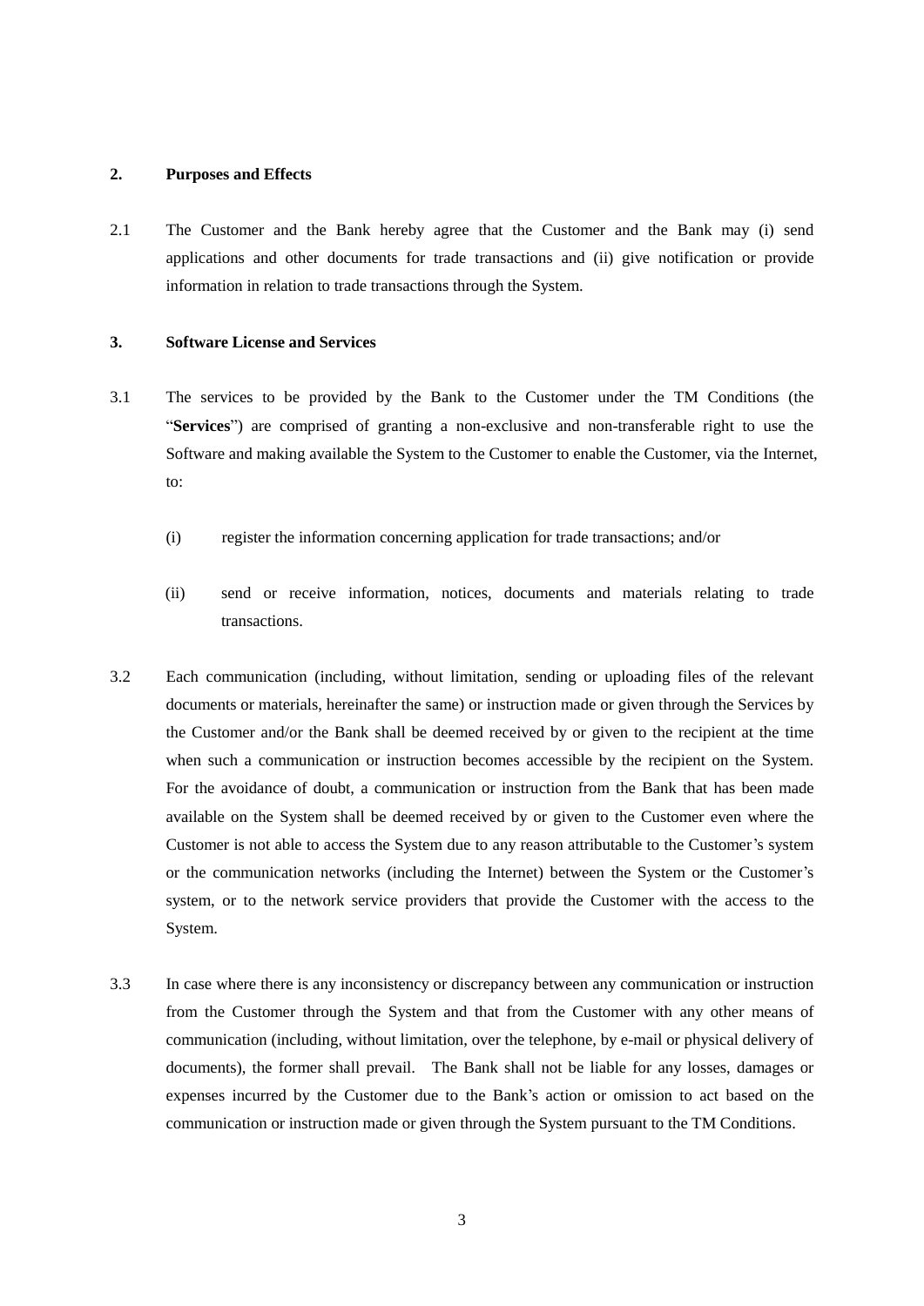## 2. Purposes and Effects

2.1 The Customer and the Bank hereby agree that the Customer and the Bank may (i) send applications and other documents for trade transactions and (ii) give notification or provide information in relation to trade transactions through the System.

## 3. Software License and Services

3.1 The services to be provided by the Bank to the Customer under the TM Conditions (the "**Services**") are comprised of granting a non-exclusive and non-transferable right to use the Software and making available the System to the Customer to enable the Customer, via the Internet, to:

(i) register the information concerning application for trade transactions; and/or

(ii) send or receive information, notices, documents and materials relating to trade transactions.

3.2 Each communication (including, without limitation, sending or uploading files of the relevant documents or materials, hereinafter the same) or instruction made or given through the Services by the Customer and/or the Bank shall be deemed received by or given to the recipient at the time when such a communication or instruction becomes accessible by the recipient on the System. For the avoidance of doubt, a communication or instruction from the Bank that has been made available on the System shall be deemed received by or given to the Customer even where the Customer is not able to access the System due to any reason attributable to the Customer's system or the communication networks (including the Internet) between the System or the Customer's system, or to the network service providers that provide the Customer with the access to the System.

3.3 In case where there is any inconsistency or discrepancy between any communication or instruction from the Customer through the System and that from the Customer with any other means of communication (including, without limitation, over the telephone, by e-mail or physical delivery of documents), the former shall prevail. The Bank shall not be liable for any losses, damages or expenses incurred by the Customer due to the Bank's action or omission to act based on the communication or instruction made or given through the System pursuant to the TM Conditions.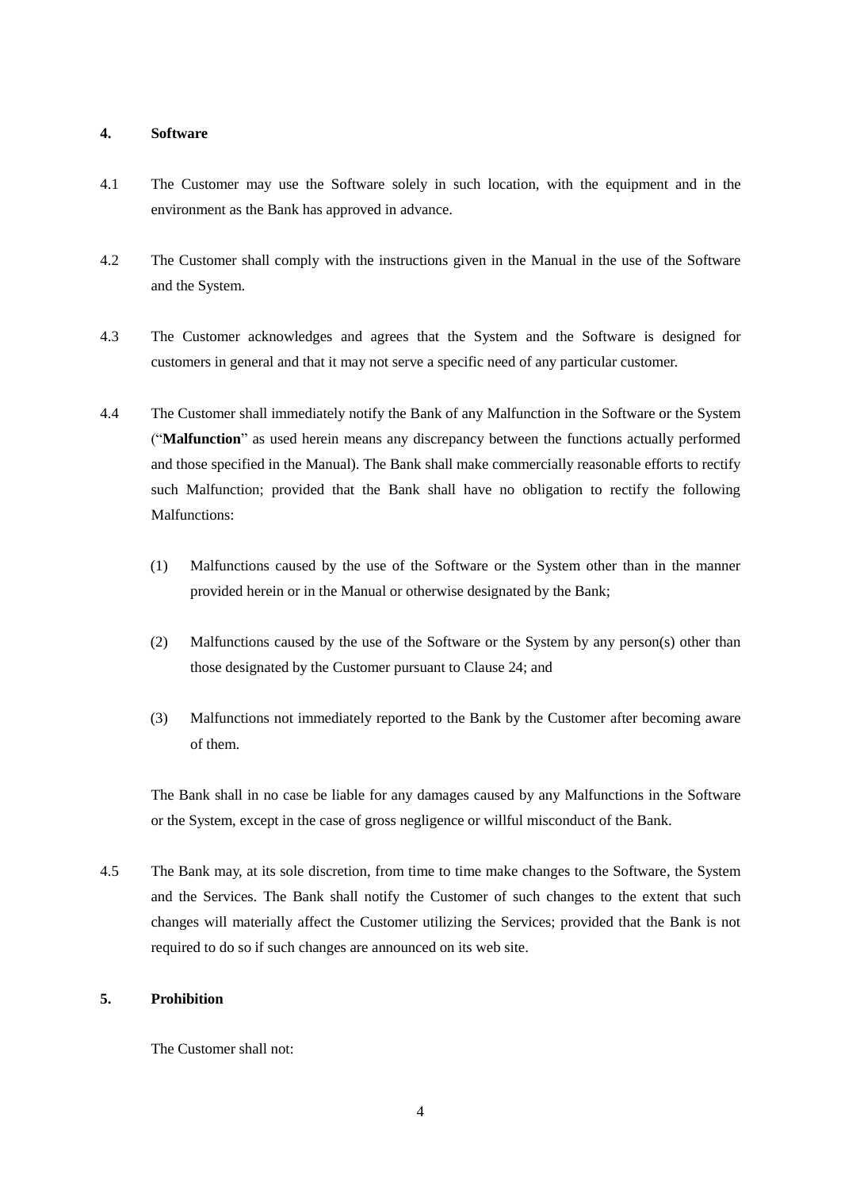## 4. Software

4.1 The Customer may use the Software solely in such location, with the equipment and in the environment as the Bank has approved in advance.

4.2 The Customer shall comply with the instructions given in the Manual in the use of the Software and the System.

4.3 The Customer acknowledges and agrees that the System and the Software is designed for customers in general and that it may not serve a specific need of any particular customer.

4.4 The Customer shall immediately notify the Bank of any Malfunction in the Software or the System ("**Malfunction**" as used herein means any discrepancy between the functions actually performed and those specified in the Manual). The Bank shall make commercially reasonable efforts to rectify such Malfunction; provided that the Bank shall have no obligation to rectify the following Malfunctions:

(1) Malfunctions caused by the use of the Software or the System other than in the manner provided herein or in the Manual or otherwise designated by the Bank;

(2) Malfunctions caused by the use of the Software or the System by any person(s) other than those designated by the Customer pursuant to Clause 24; and

(3) Malfunctions not immediately reported to the Bank by the Customer after becoming aware of them.

The Bank shall in no case be liable for any damages caused by any Malfunctions in the Software or the System, except in the case of gross negligence or willful misconduct of the Bank.

4.5 The Bank may, at its sole discretion, from time to time make changes to the Software, the System and the Services. The Bank shall notify the Customer of such changes to the extent that such changes will materially affect the Customer utilizing the Services; provided that the Bank is not required to do so if such changes are announced on its web site.

## 5. Prohibition

The Customer shall not: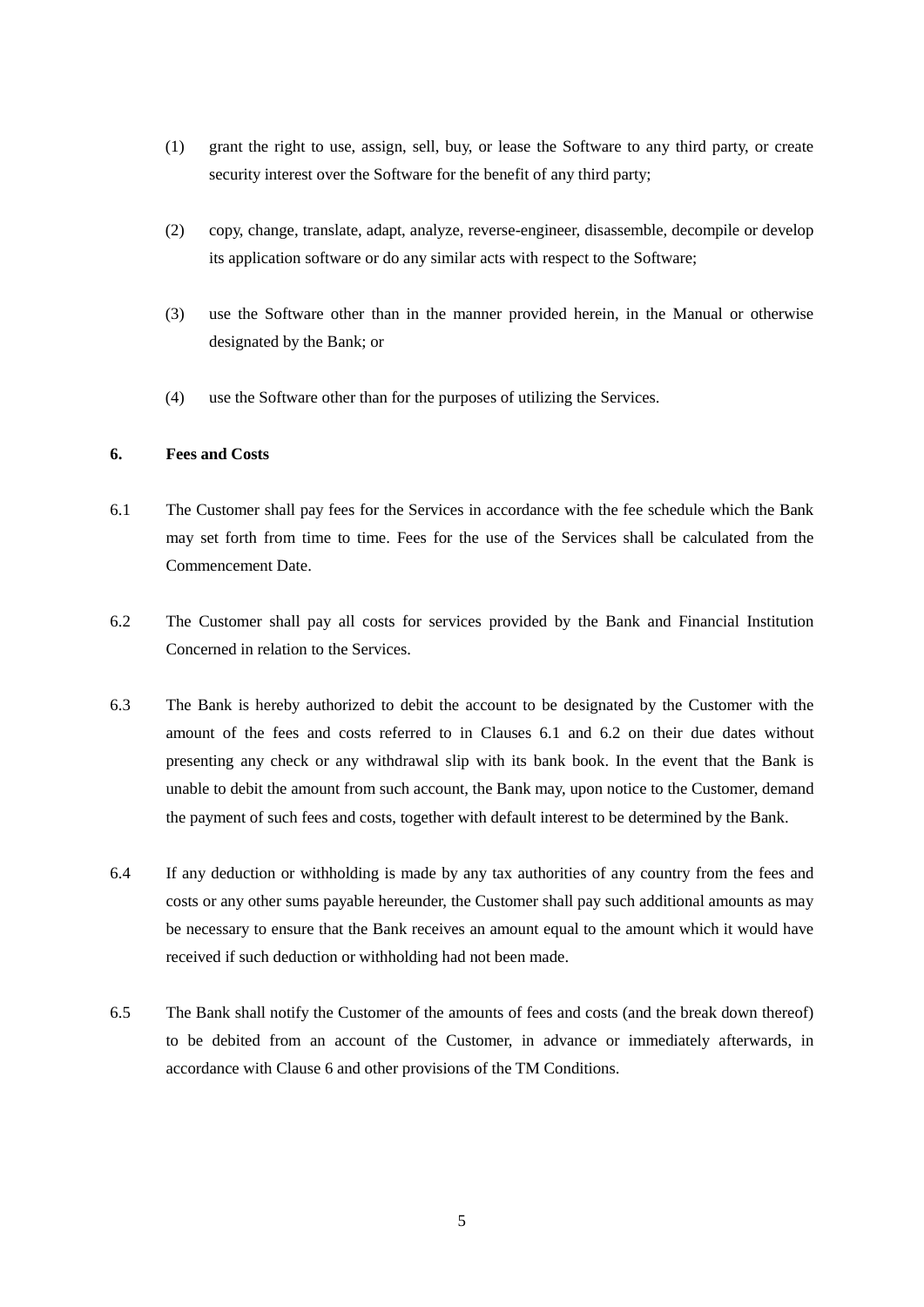(1) grant the right to use, assign, sell, buy, or lease the Software to any third party, or create security interest over the Software for the benefit of any third party;

(2) copy, change, translate, adapt, analyze, reverse-engineer, disassemble, decompile or develop its application software or do any similar acts with respect to the Software;

(3) use the Software other than in the manner provided herein, in the Manual or otherwise designated by the Bank; or

(4) use the Software other than for the purposes of utilizing the Services.

**6. Fees and Costs**

6.1 The Customer shall pay fees for the Services in accordance with the fee schedule which the Bank may set forth from time to time. Fees for the use of the Services shall be calculated from the Commencement Date.

6.2 The Customer shall pay all costs for services provided by the Bank and Financial Institution Concerned in relation to the Services.

6.3 The Bank is hereby authorized to debit the account to be designated by the Customer with the amount of the fees and costs referred to in Clauses 6.1 and 6.2 on their due dates without presenting any check or any withdrawal slip with its bank book. In the event that the Bank is unable to debit the amount from such account, the Bank may, upon notice to the Customer, demand the payment of such fees and costs, together with default interest to be determined by the Bank.

6.4 If any deduction or withholding is made by any tax authorities of any country from the fees and costs or any other sums payable hereunder, the Customer shall pay such additional amounts as may be necessary to ensure that the Bank receives an amount equal to the amount which it would have received if such deduction or withholding had not been made.

6.5 The Bank shall notify the Customer of the amounts of fees and costs (and the break down thereof) to be debited from an account of the Customer, in advance or immediately afterwards, in accordance with Clause 6 and other provisions of the TM Conditions.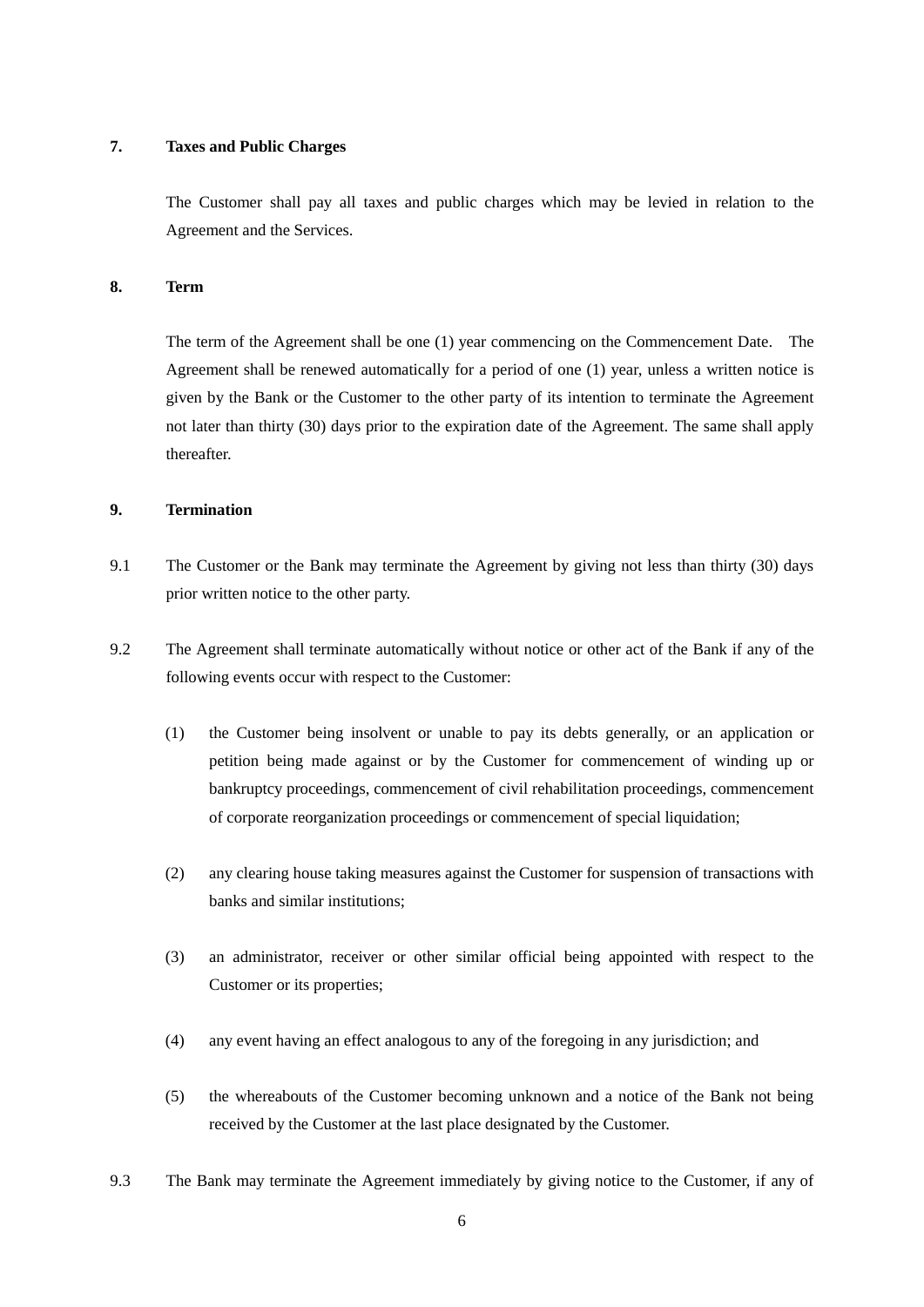## 7. Taxes and Public Charges

The Customer shall pay all taxes and public charges which may be levied in relation to the Agreement and the Services.

## 8. Term

The term of the Agreement shall be one (1) year commencing on the Commencement Date. The Agreement shall be renewed automatically for a period of one (1) year, unless a written notice is given by the Bank or the Customer to the other party of its intention to terminate the Agreement not later than thirty (30) days prior to the expiration date of the Agreement. The same shall apply thereafter.

## 9. Termination

9.1 The Customer or the Bank may terminate the Agreement by giving not less than thirty (30) days prior written notice to the other party.

9.2 The Agreement shall terminate automatically without notice or other act of the Bank if any of the following events occur with respect to the Customer:

(1) the Customer being insolvent or unable to pay its debts generally, or an application or petition being made against or by the Customer for commencement of winding up or bankruptcy proceedings, commencement of civil rehabilitation proceedings, commencement of corporate reorganization proceedings or commencement of special liquidation;

(2) any clearing house taking measures against the Customer for suspension of transactions with banks and similar institutions;

(3) an administrator, receiver or other similar official being appointed with respect to the Customer or its properties;

(4) any event having an effect analogous to any of the foregoing in any jurisdiction; and

(5) the whereabouts of the Customer becoming unknown and a notice of the Bank not being received by the Customer at the last place designated by the Customer.

9.3 The Bank may terminate the Agreement immediately by giving notice to the Customer, if any of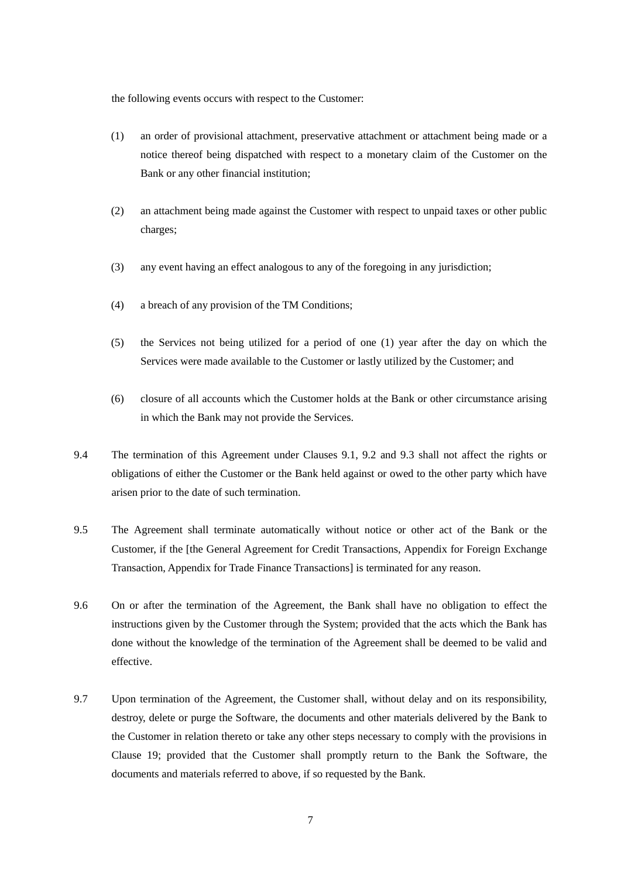the following events occurs with respect to the Customer:

(1) an order of provisional attachment, preservative attachment or attachment being made or a notice thereof being dispatched with respect to a monetary claim of the Customer on the Bank or any other financial institution;

(2) an attachment being made against the Customer with respect to unpaid taxes or other public charges;

(3) any event having an effect analogous to any of the foregoing in any jurisdiction;

(4) a breach of any provision of the TM Conditions;

(5) the Services not being utilized for a period of one (1) year after the day on which the Services were made available to the Customer or lastly utilized by the Customer; and

(6) closure of all accounts which the Customer holds at the Bank or other circumstance arising in which the Bank may not provide the Services.

9.4 The termination of this Agreement under Clauses 9.1, 9.2 and 9.3 shall not affect the rights or obligations of either the Customer or the Bank held against or owed to the other party which have arisen prior to the date of such termination.

9.5 The Agreement shall terminate automatically without notice or other act of the Bank or the Customer, if the [the General Agreement for Credit Transactions, Appendix for Foreign Exchange Transaction, Appendix for Trade Finance Transactions] is terminated for any reason.

9.6 On or after the termination of the Agreement, the Bank shall have no obligation to effect the instructions given by the Customer through the System; provided that the acts which the Bank has done without the knowledge of the termination of the Agreement shall be deemed to be valid and effective.

9.7 Upon termination of the Agreement, the Customer shall, without delay and on its responsibility, destroy, delete or purge the Software, the documents and other materials delivered by the Bank to the Customer in relation thereto or take any other steps necessary to comply with the provisions in Clause 19; provided that the Customer shall promptly return to the Bank the Software, the documents and materials referred to above, if so requested by the Bank.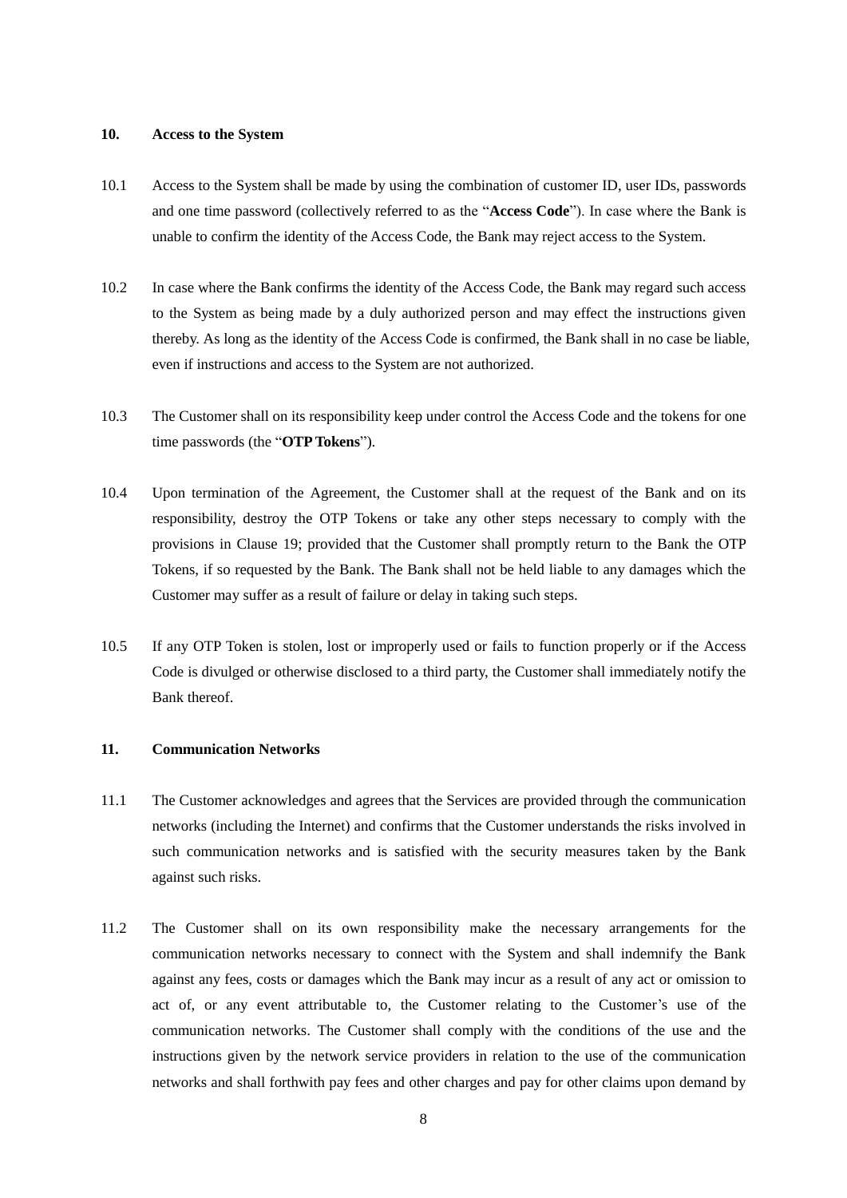## 10. Access to the System

10.1 Access to the System shall be made by using the combination of customer ID, user IDs, passwords and one time password (collectively referred to as the "**Access Code**"). In case where the Bank is unable to confirm the identity of the Access Code, the Bank may reject access to the System.

10.2 In case where the Bank confirms the identity of the Access Code, the Bank may regard such access to the System as being made by a duly authorized person and may effect the instructions given thereby. As long as the identity of the Access Code is confirmed, the Bank shall in no case be liable, even if instructions and access to the System are not authorized.

10.3 The Customer shall on its responsibility keep under control the Access Code and the tokens for one time passwords (the "**OTP Tokens**").

10.4 Upon termination of the Agreement, the Customer shall at the request of the Bank and on its responsibility, destroy the OTP Tokens or take any other steps necessary to comply with the provisions in Clause 19; provided that the Customer shall promptly return to the Bank the OTP Tokens, if so requested by the Bank. The Bank shall not be held liable to any damages which the Customer may suffer as a result of failure or delay in taking such steps.

10.5 If any OTP Token is stolen, lost or improperly used or fails to function properly or if the Access Code is divulged or otherwise disclosed to a third party, the Customer shall immediately notify the Bank thereof.

## 11. Communication Networks

11.1 The Customer acknowledges and agrees that the Services are provided through the communication networks (including the Internet) and confirms that the Customer understands the risks involved in such communication networks and is satisfied with the security measures taken by the Bank against such risks.

11.2 The Customer shall on its own responsibility make the necessary arrangements for the communication networks necessary to connect with the System and shall indemnify the Bank against any fees, costs or damages which the Bank may incur as a result of any act or omission to act of, or any event attributable to, the Customer relating to the Customer's use of the communication networks. The Customer shall comply with the conditions of the use and the instructions given by the network service providers in relation to the use of the communication networks and shall forthwith pay fees and other charges and pay for other claims upon demand by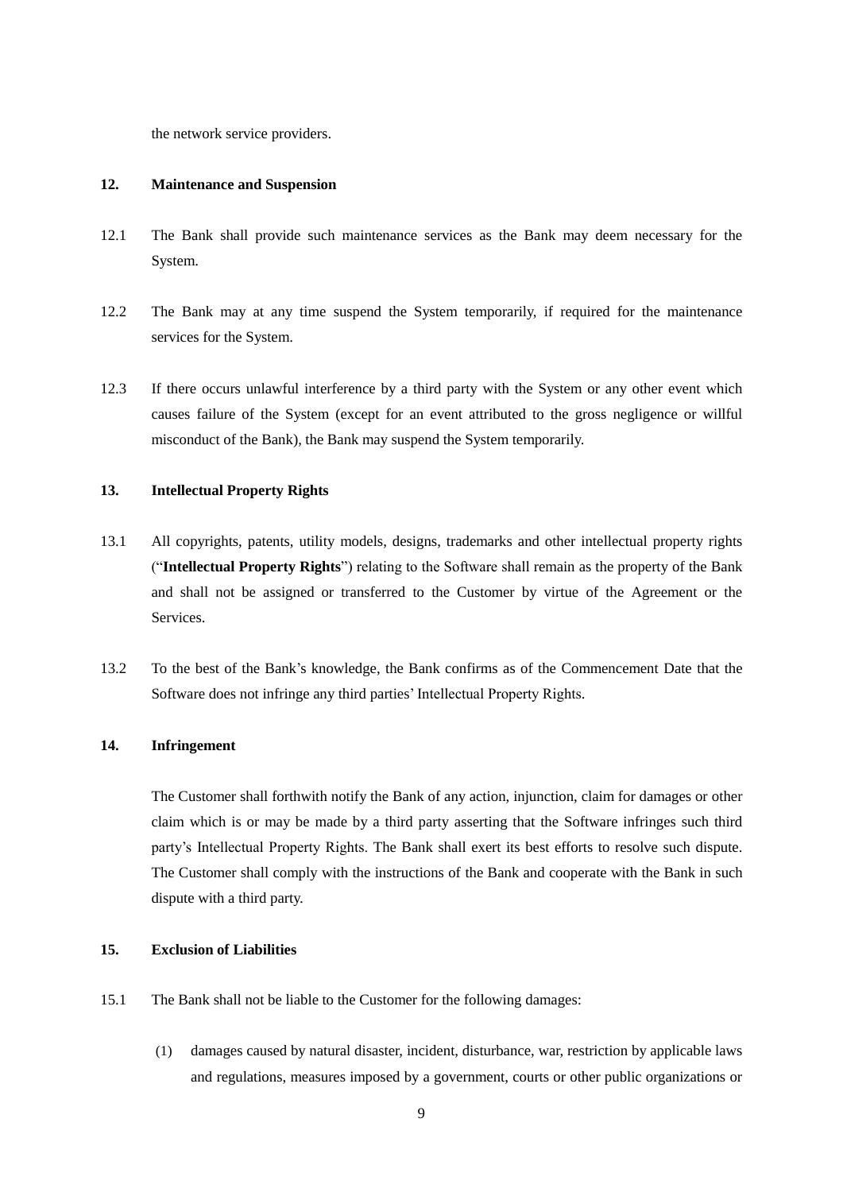the network service providers.

## 12. Maintenance and Suspension

12.1 The Bank shall provide such maintenance services as the Bank may deem necessary for the System.

12.2 The Bank may at any time suspend the System temporarily, if required for the maintenance services for the System.

12.3 If there occurs unlawful interference by a third party with the System or any other event which causes failure of the System (except for an event attributed to the gross negligence or willful misconduct of the Bank), the Bank may suspend the System temporarily.

## 13. Intellectual Property Rights

13.1 All copyrights, patents, utility models, designs, trademarks and other intellectual property rights ("**Intellectual Property Rights**") relating to the Software shall remain as the property of the Bank and shall not be assigned or transferred to the Customer by virtue of the Agreement or the Services.

13.2 To the best of the Bank's knowledge, the Bank confirms as of the Commencement Date that the Software does not infringe any third parties' Intellectual Property Rights.

## 14. Infringement

The Customer shall forthwith notify the Bank of any action, injunction, claim for damages or other claim which is or may be made by a third party asserting that the Software infringes such third party's Intellectual Property Rights. The Bank shall exert its best efforts to resolve such dispute. The Customer shall comply with the instructions of the Bank and cooperate with the Bank in such dispute with a third party.

## 15. Exclusion of Liabilities

15.1 The Bank shall not be liable to the Customer for the following damages:

(1) damages caused by natural disaster, incident, disturbance, war, restriction by applicable laws and regulations, measures imposed by a government, courts or other public organizations or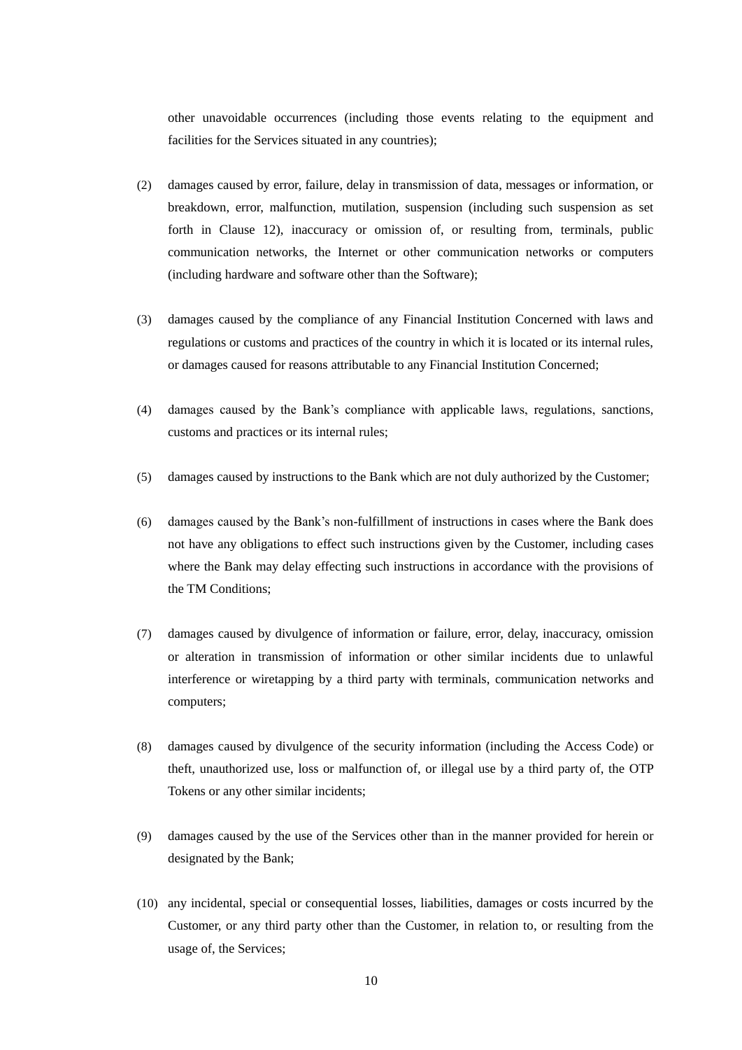other unavoidable occurrences (including those events relating to the equipment and facilities for the Services situated in any countries);

(2) damages caused by error, failure, delay in transmission of data, messages or information, or breakdown, error, malfunction, mutilation, suspension (including such suspension as set forth in Clause 12), inaccuracy or omission of, or resulting from, terminals, public communication networks, the Internet or other communication networks or computers (including hardware and software other than the Software);

(3) damages caused by the compliance of any Financial Institution Concerned with laws and regulations or customs and practices of the country in which it is located or its internal rules, or damages caused for reasons attributable to any Financial Institution Concerned;

(4) damages caused by the Bank's compliance with applicable laws, regulations, sanctions, customs and practices or its internal rules;

(5) damages caused by instructions to the Bank which are not duly authorized by the Customer;

(6) damages caused by the Bank's non-fulfillment of instructions in cases where the Bank does not have any obligations to effect such instructions given by the Customer, including cases where the Bank may delay effecting such instructions in accordance with the provisions of the TM Conditions;

(7) damages caused by divulgence of information or failure, error, delay, inaccuracy, omission or alteration in transmission of information or other similar incidents due to unlawful interference or wiretapping by a third party with terminals, communication networks and computers;

(8) damages caused by divulgence of the security information (including the Access Code) or theft, unauthorized use, loss or malfunction of, or illegal use by a third party of, the OTP Tokens or any other similar incidents;

(9) damages caused by the use of the Services other than in the manner provided for herein or designated by the Bank;

(10) any incidental, special or consequential losses, liabilities, damages or costs incurred by the Customer, or any third party other than the Customer, in relation to, or resulting from the usage of, the Services;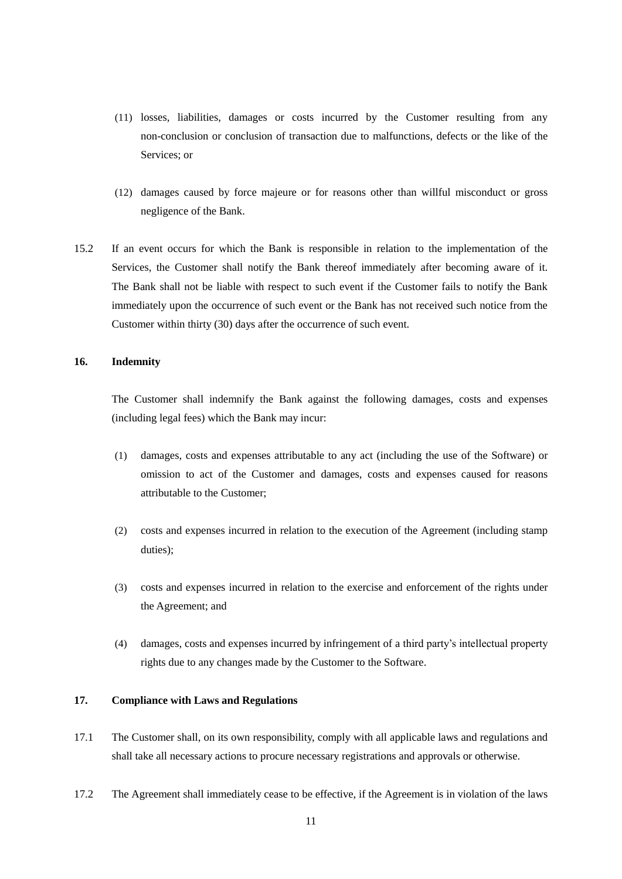(11) losses, liabilities, damages or costs incurred by the Customer resulting from any non-conclusion or conclusion of transaction due to malfunctions, defects or the like of the Services; or

(12) damages caused by force majeure or for reasons other than willful misconduct or gross negligence of the Bank.

15.2 If an event occurs for which the Bank is responsible in relation to the implementation of the Services, the Customer shall notify the Bank thereof immediately after becoming aware of it. The Bank shall not be liable with respect to such event if the Customer fails to notify the Bank immediately upon the occurrence of such event or the Bank has not received such notice from the Customer within thirty (30) days after the occurrence of such event.

**16. Indemnity**

The Customer shall indemnify the Bank against the following damages, costs and expenses (including legal fees) which the Bank may incur:

(1) damages, costs and expenses attributable to any act (including the use of the Software) or omission to act of the Customer and damages, costs and expenses caused for reasons attributable to the Customer;

(2) costs and expenses incurred in relation to the execution of the Agreement (including stamp duties);

(3) costs and expenses incurred in relation to the exercise and enforcement of the rights under the Agreement; and

(4) damages, costs and expenses incurred by infringement of a third party's intellectual property rights due to any changes made by the Customer to the Software.

**17. Compliance with Laws and Regulations**

17.1 The Customer shall, on its own responsibility, comply with all applicable laws and regulations and shall take all necessary actions to procure necessary registrations and approvals or otherwise.

17.2 The Agreement shall immediately cease to be effective, if the Agreement is in violation of the laws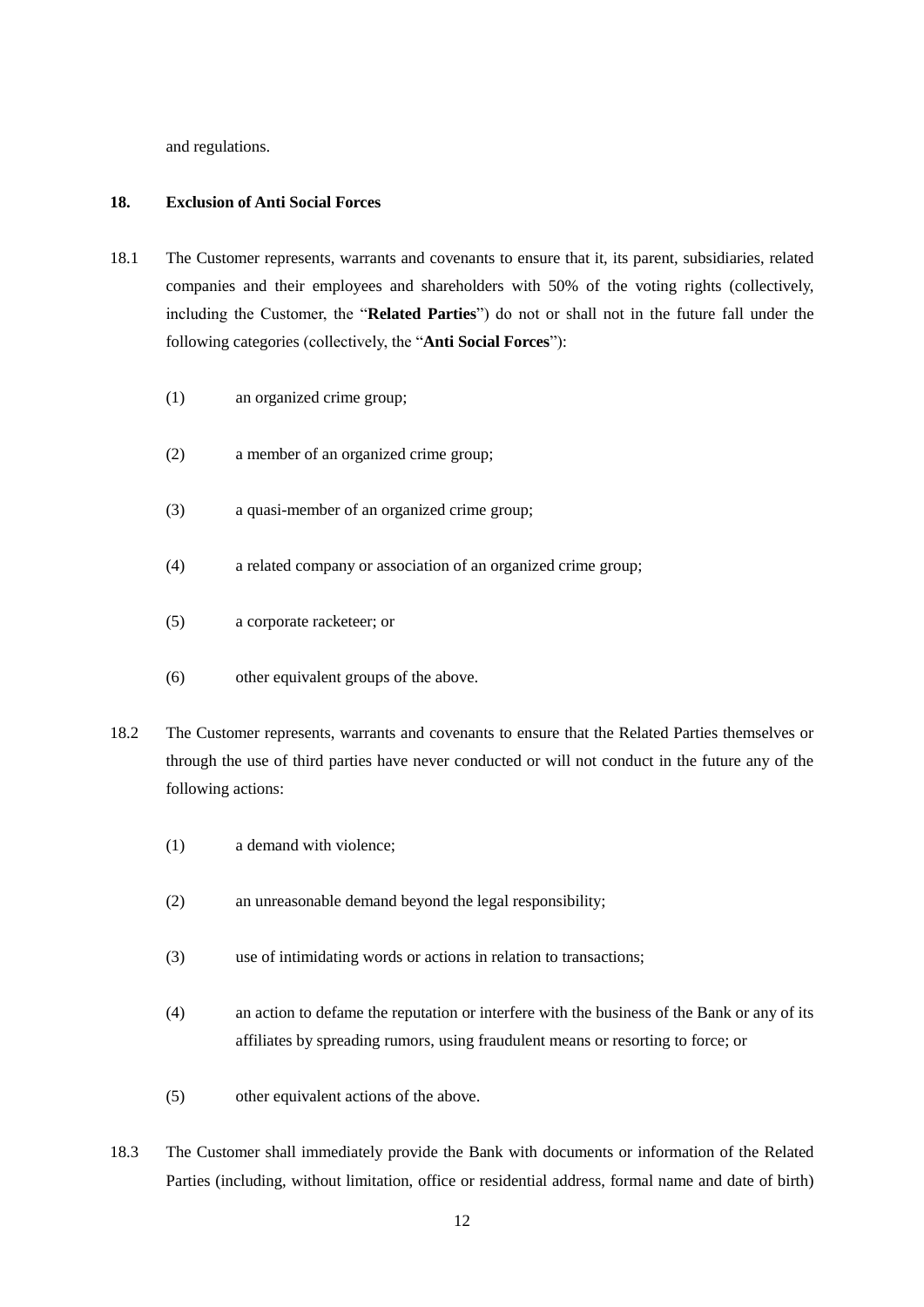and regulations.

## 18. Exclusion of Anti Social Forces

18.1 The Customer represents, warrants and covenants to ensure that it, its parent, subsidiaries, related companies and their employees and shareholders with 50% of the voting rights (collectively, including the Customer, the "**Related Parties**") do not or shall not in the future fall under the following categories (collectively, the "**Anti Social Forces**"):

(1) an organized crime group;

(2) a member of an organized crime group;

(3) a quasi-member of an organized crime group;

(4) a related company or association of an organized crime group;

(5) a corporate racketeer; or

(6) other equivalent groups of the above.

18.2 The Customer represents, warrants and covenants to ensure that the Related Parties themselves or through the use of third parties have never conducted or will not conduct in the future any of the following actions:

(1) a demand with violence;

(2) an unreasonable demand beyond the legal responsibility;

(3) use of intimidating words or actions in relation to transactions;

(4) an action to defame the reputation or interfere with the business of the Bank or any of its affiliates by spreading rumors, using fraudulent means or resorting to force; or

(5) other equivalent actions of the above.

18.3 The Customer shall immediately provide the Bank with documents or information of the Related Parties (including, without limitation, office or residential address, formal name and date of birth)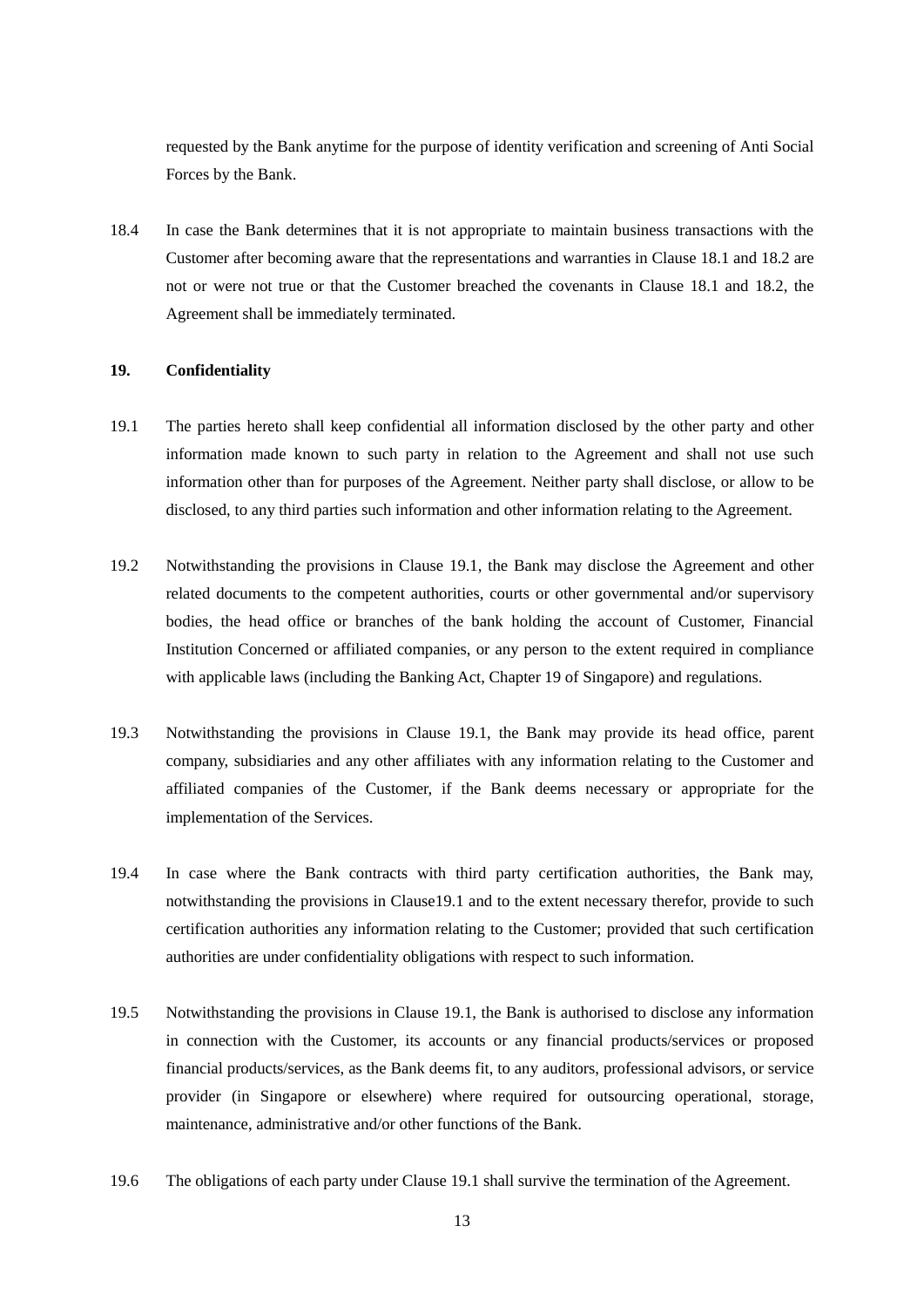requested by the Bank anytime for the purpose of identity verification and screening of Anti Social Forces by the Bank.

18.4 In case the Bank determines that it is not appropriate to maintain business transactions with the Customer after becoming aware that the representations and warranties in Clause 18.1 and 18.2 are not or were not true or that the Customer breached the covenants in Clause 18.1 and 18.2, the Agreement shall be immediately terminated.

## 19. Confidentiality

19.1 The parties hereto shall keep confidential all information disclosed by the other party and other information made known to such party in relation to the Agreement and shall not use such information other than for purposes of the Agreement. Neither party shall disclose, or allow to be disclosed, to any third parties such information and other information relating to the Agreement.

19.2 Notwithstanding the provisions in Clause 19.1, the Bank may disclose the Agreement and other related documents to the competent authorities, courts or other governmental and/or supervisory bodies, the head office or branches of the bank holding the account of Customer, Financial Institution Concerned or affiliated companies, or any person to the extent required in compliance with applicable laws (including the Banking Act, Chapter 19 of Singapore) and regulations.

19.3 Notwithstanding the provisions in Clause 19.1, the Bank may provide its head office, parent company, subsidiaries and any other affiliates with any information relating to the Customer and affiliated companies of the Customer, if the Bank deems necessary or appropriate for the implementation of the Services.

19.4 In case where the Bank contracts with third party certification authorities, the Bank may, notwithstanding the provisions in Clause19.1 and to the extent necessary therefor, provide to such certification authorities any information relating to the Customer; provided that such certification authorities are under confidentiality obligations with respect to such information.

19.5 Notwithstanding the provisions in Clause 19.1, the Bank is authorised to disclose any information in connection with the Customer, its accounts or any financial products/services or proposed financial products/services, as the Bank deems fit, to any auditors, professional advisors, or service provider (in Singapore or elsewhere) where required for outsourcing operational, storage, maintenance, administrative and/or other functions of the Bank.

19.6 The obligations of each party under Clause 19.1 shall survive the termination of the Agreement.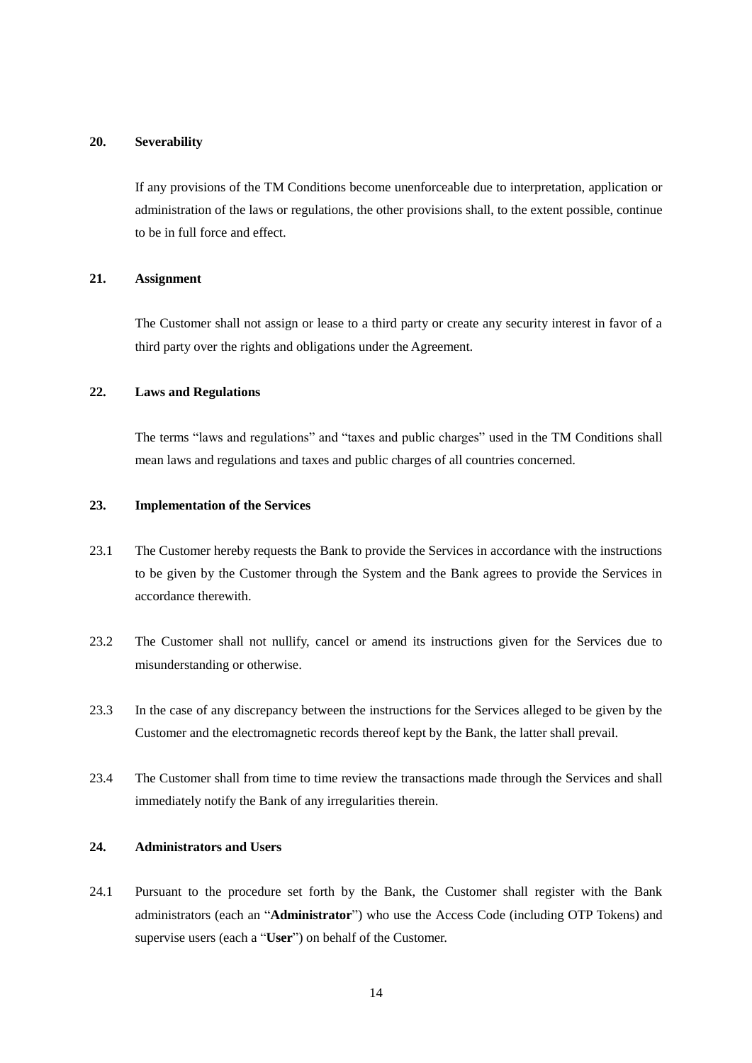## 20. Severability

If any provisions of the TM Conditions become unenforceable due to interpretation, application or administration of the laws or regulations, the other provisions shall, to the extent possible, continue to be in full force and effect.

## 21. Assignment

The Customer shall not assign or lease to a third party or create any security interest in favor of a third party over the rights and obligations under the Agreement.

## 22. Laws and Regulations

The terms "laws and regulations" and "taxes and public charges" used in the TM Conditions shall mean laws and regulations and taxes and public charges of all countries concerned.

## 23. Implementation of the Services

23.1 The Customer hereby requests the Bank to provide the Services in accordance with the instructions to be given by the Customer through the System and the Bank agrees to provide the Services in accordance therewith.

23.2 The Customer shall not nullify, cancel or amend its instructions given for the Services due to misunderstanding or otherwise.

23.3 In the case of any discrepancy between the instructions for the Services alleged to be given by the Customer and the electromagnetic records thereof kept by the Bank, the latter shall prevail.

23.4 The Customer shall from time to time review the transactions made through the Services and shall immediately notify the Bank of any irregularities therein.

## 24. Administrators and Users

24.1 Pursuant to the procedure set forth by the Bank, the Customer shall register with the Bank administrators (each an "**Administrator**") who use the Access Code (including OTP Tokens) and supervise users (each a "**User**") on behalf of the Customer.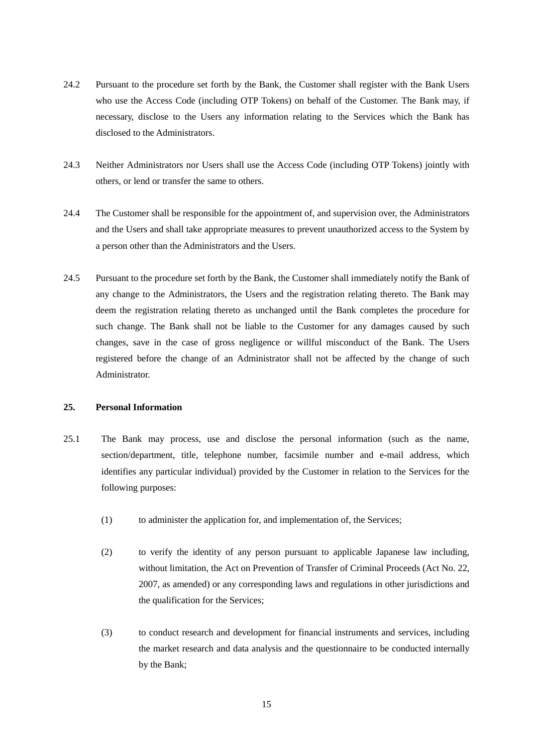24.2 Pursuant to the procedure set forth by the Bank, the Customer shall register with the Bank Users who use the Access Code (including OTP Tokens) on behalf of the Customer. The Bank may, if necessary, disclose to the Users any information relating to the Services which the Bank has disclosed to the Administrators.

24.3 Neither Administrators nor Users shall use the Access Code (including OTP Tokens) jointly with others, or lend or transfer the same to others.

24.4 The Customer shall be responsible for the appointment of, and supervision over, the Administrators and the Users and shall take appropriate measures to prevent unauthorized access to the System by a person other than the Administrators and the Users.

24.5 Pursuant to the procedure set forth by the Bank, the Customer shall immediately notify the Bank of any change to the Administrators, the Users and the registration relating thereto. The Bank may deem the registration relating thereto as unchanged until the Bank completes the procedure for such change. The Bank shall not be liable to the Customer for any damages caused by such changes, save in the case of gross negligence or willful misconduct of the Bank. The Users registered before the change of an Administrator shall not be affected by the change of such Administrator.

## 25. Personal Information

25.1 The Bank may process, use and disclose the personal information (such as the name, section/department, title, telephone number, facsimile number and e-mail address, which identifies any particular individual) provided by the Customer in relation to the Services for the following purposes:

(1) to administer the application for, and implementation of, the Services;

(2) to verify the identity of any person pursuant to applicable Japanese law including, without limitation, the Act on Prevention of Transfer of Criminal Proceeds (Act No. 22, 2007, as amended) or any corresponding laws and regulations in other jurisdictions and the qualification for the Services;

(3) to conduct research and development for financial instruments and services, including the market research and data analysis and the questionnaire to be conducted internally by the Bank;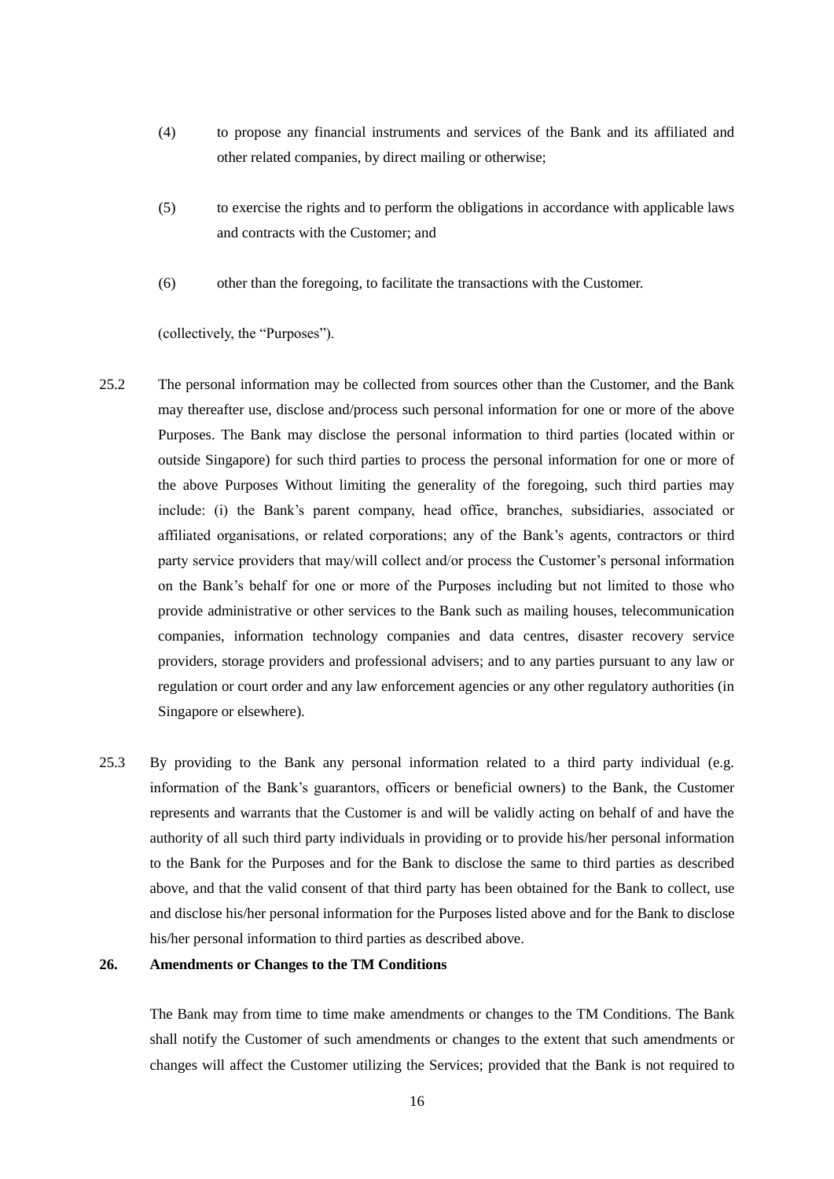(4) to propose any financial instruments and services of the Bank and its affiliated and other related companies, by direct mailing or otherwise;

(5) to exercise the rights and to perform the obligations in accordance with applicable laws and contracts with the Customer; and

(6) other than the foregoing, to facilitate the transactions with the Customer.

(collectively, the "Purposes").

25.2 The personal information may be collected from sources other than the Customer, and the Bank may thereafter use, disclose and/process such personal information for one or more of the above Purposes. The Bank may disclose the personal information to third parties (located within or outside Singapore) for such third parties to process the personal information for one or more of the above Purposes Without limiting the generality of the foregoing, such third parties may include: (i) the Bank's parent company, head office, branches, subsidiaries, associated or affiliated organisations, or related corporations; any of the Bank's agents, contractors or third party service providers that may/will collect and/or process the Customer's personal information on the Bank's behalf for one or more of the Purposes including but not limited to those who provide administrative or other services to the Bank such as mailing houses, telecommunication companies, information technology companies and data centres, disaster recovery service providers, storage providers and professional advisers; and to any parties pursuant to any law or regulation or court order and any law enforcement agencies or any other regulatory authorities (in Singapore or elsewhere).

25.3 By providing to the Bank any personal information related to a third party individual (e.g. information of the Bank's guarantors, officers or beneficial owners) to the Bank, the Customer represents and warrants that the Customer is and will be validly acting on behalf of and have the authority of all such third party individuals in providing or to provide his/her personal information to the Bank for the Purposes and for the Bank to disclose the same to third parties as described above, and that the valid consent of that third party has been obtained for the Bank to collect, use and disclose his/her personal information for the Purposes listed above and for the Bank to disclose his/her personal information to third parties as described above.

**26. Amendments or Changes to the TM Conditions**

The Bank may from time to time make amendments or changes to the TM Conditions. The Bank shall notify the Customer of such amendments or changes to the extent that such amendments or changes will affect the Customer utilizing the Services; provided that the Bank is not required to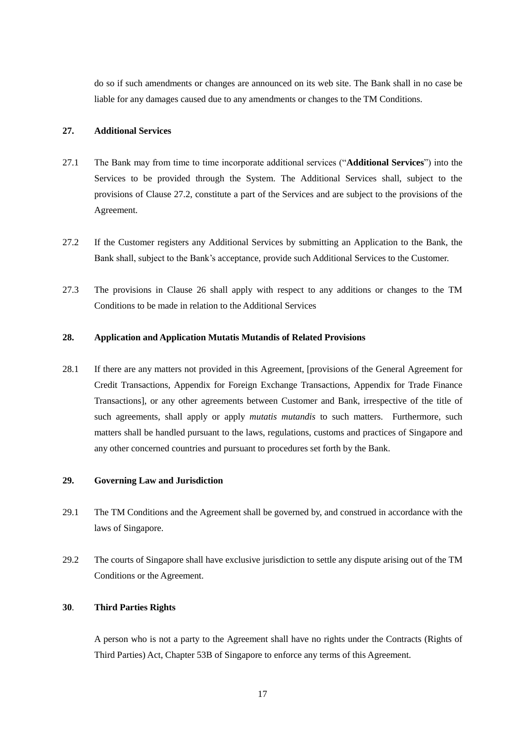do so if such amendments or changes are announced on its web site. The Bank shall in no case be liable for any damages caused due to any amendments or changes to the TM Conditions.

## 27. Additional Services

27.1 The Bank may from time to time incorporate additional services ("**Additional Services**") into the Services to be provided through the System. The Additional Services shall, subject to the provisions of Clause 27.2, constitute a part of the Services and are subject to the provisions of the Agreement.

27.2 If the Customer registers any Additional Services by submitting an Application to the Bank, the Bank shall, subject to the Bank's acceptance, provide such Additional Services to the Customer.

27.3 The provisions in Clause 26 shall apply with respect to any additions or changes to the TM Conditions to be made in relation to the Additional Services

## 28. Application and Application Mutatis Mutandis of Related Provisions

28.1 If there are any matters not provided in this Agreement, [provisions of the General Agreement for Credit Transactions, Appendix for Foreign Exchange Transactions, Appendix for Trade Finance Transactions], or any other agreements between Customer and Bank, irrespective of the title of such agreements, shall apply or apply *mutatis mutandis* to such matters. Furthermore, such matters shall be handled pursuant to the laws, regulations, customs and practices of Singapore and any other concerned countries and pursuant to procedures set forth by the Bank.

## 29. Governing Law and Jurisdiction

29.1 The TM Conditions and the Agreement shall be governed by, and construed in accordance with the laws of Singapore.

29.2 The courts of Singapore shall have exclusive jurisdiction to settle any dispute arising out of the TM Conditions or the Agreement.

## 30. Third Parties Rights

A person who is not a party to the Agreement shall have no rights under the Contracts (Rights of Third Parties) Act, Chapter 53B of Singapore to enforce any terms of this Agreement.